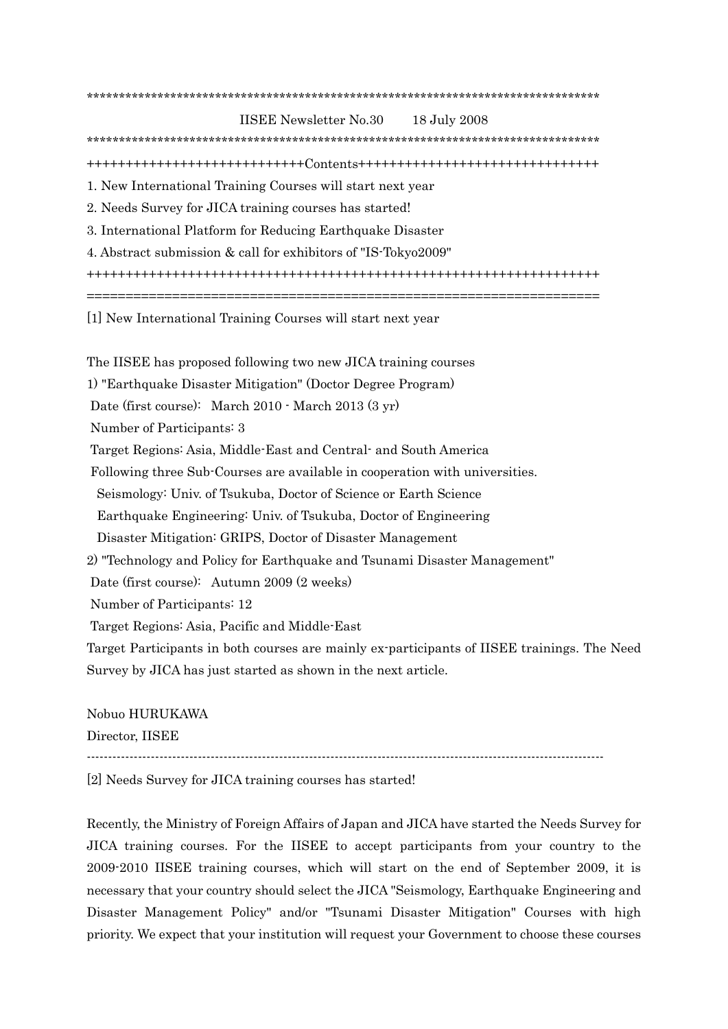*********************************************************************************

IISEE Newsletter No.30　　18 July 2008

*********************************************************************************

++++++++++++++++++++++++++++Contents+++++++++++++++++++++++++++++++

1. New International Training Courses will start next year
2. Needs Survey for JICA training courses has started!
3. International Platform for Reducing Earthquake Disaster
4. Abstract submission & call for exhibitors of "IS-Tokyo2009"

+++++++++++++++++++++++++++++++++++++++++++++++++++++++++++++++++++

===================================================================

[1] New International Training Courses will start next year

The IISEE has proposed following two new JICA training courses

1) "Earthquake Disaster Mitigation" (Doctor Degree Program)

 Date (first course):  March 2010 - March 2013 (3 yr)

 Number of Participants: 3

 Target Regions: Asia, Middle-East and Central- and South America

 Following three Sub-Courses are available in cooperation with universities.

  Seismology: Univ. of Tsukuba, Doctor of Science or Earth Science

  Earthquake Engineering: Univ. of Tsukuba, Doctor of Engineering

  Disaster Mitigation: GRIPS, Doctor of Disaster Management

2) "Technology and Policy for Earthquake and Tsunami Disaster Management"

 Date (first course):  Autumn 2009 (2 weeks)

 Number of Participants: 12

 Target Regions: Asia, Pacific and Middle-East

Target Participants in both courses are mainly ex-participants of IISEE trainings. The Need Survey by JICA has just started as shown in the next article.

Nobuo HURUKAWA

Director, IISEE

-------------------------------------------------------------------------------------------------------------------

[2] Needs Survey for JICA training courses has started!

Recently, the Ministry of Foreign Affairs of Japan and JICA have started the Needs Survey for JICA training courses. For the IISEE to accept participants from your country to the 2009-2010 IISEE training courses, which will start on the end of September 2009, it is necessary that your country should select the JICA "Seismology, Earthquake Engineering and Disaster Management Policy" and/or "Tsunami Disaster Mitigation" Courses with high priority. We expect that your institution will request your Government to choose these courses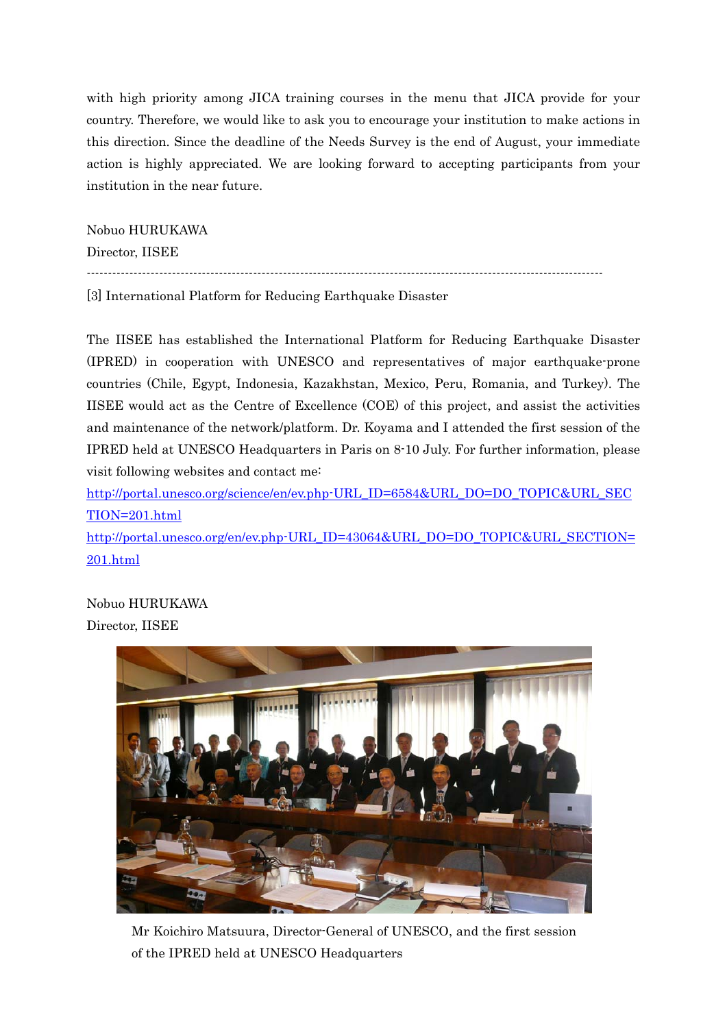with high priority among JICA training courses in the menu that JICA provide for your country. Therefore, we would like to ask you to encourage your institution to make actions in this direction. Since the deadline of the Needs Survey is the end of August, your immediate action is highly appreciated. We are looking forward to accepting participants from your institution in the near future.

Nobuo HURUKAWA
Director, IISEE

---

[3] International Platform for Reducing Earthquake Disaster

The IISEE has established the International Platform for Reducing Earthquake Disaster (IPRED) in cooperation with UNESCO and representatives of major earthquake-prone countries (Chile, Egypt, Indonesia, Kazakhstan, Mexico, Peru, Romania, and Turkey). The IISEE would act as the Centre of Excellence (COE) of this project, and assist the activities and maintenance of the network/platform. Dr. Koyama and I attended the first session of the IPRED held at UNESCO Headquarters in Paris on 8-10 July. For further information, please visit following websites and contact me:
http://portal.unesco.org/science/en/ev.php-URL_ID=6584&URL_DO=DO_TOPIC&URL_SECTION=201.html
http://portal.unesco.org/en/ev.php-URL_ID=43064&URL_DO=DO_TOPIC&URL_SECTION=201.html

Nobuo HURUKAWA
Director, IISEE

Mr Koichiro Matsuura, Director-General of UNESCO, and the first session of the IPRED held at UNESCO Headquarters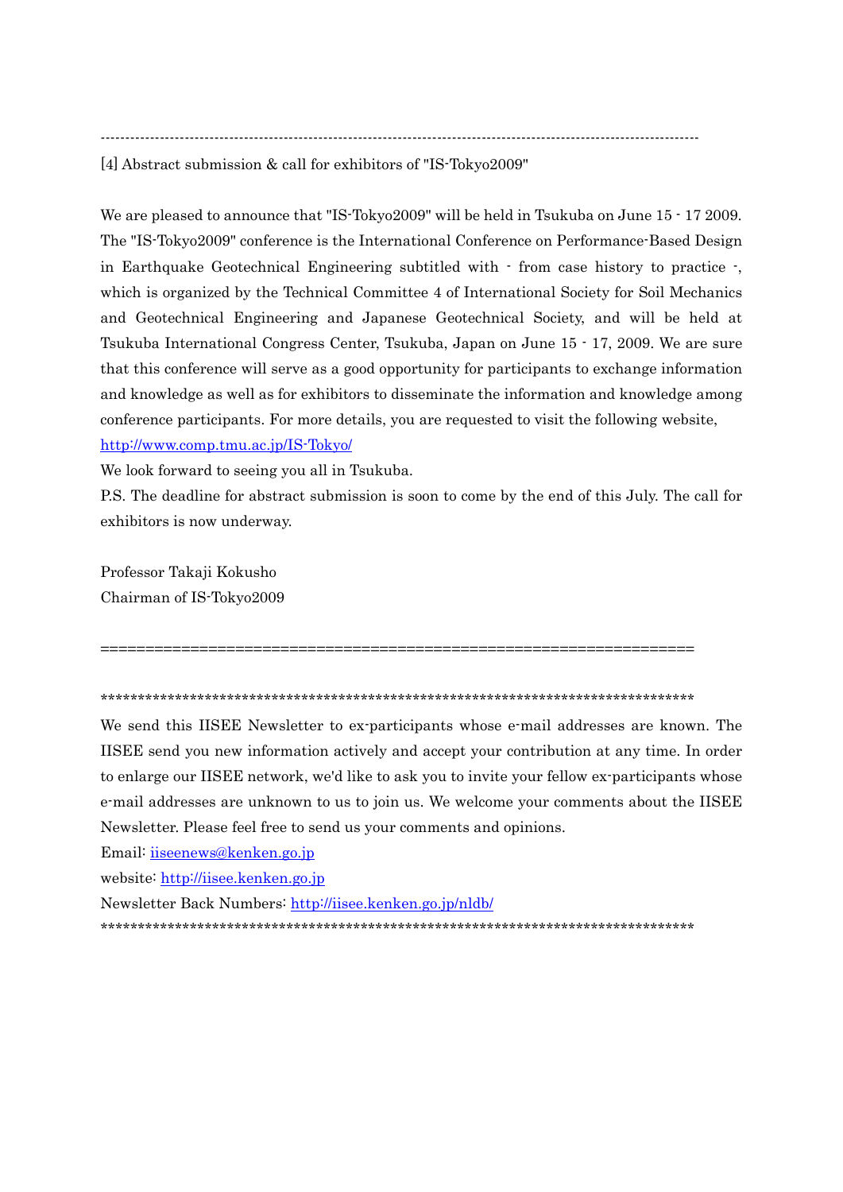--------------------------------------------------------------------------------------------------------------------

[4] Abstract submission & call for exhibitors of "IS-Tokyo2009"

We are pleased to announce that "IS-Tokyo2009" will be held in Tsukuba on June 15 - 17 2009. The "IS-Tokyo2009" conference is the International Conference on Performance-Based Design in Earthquake Geotechnical Engineering subtitled with - from case history to practice -, which is organized by the Technical Committee 4 of International Society for Soil Mechanics and Geotechnical Engineering and Japanese Geotechnical Society, and will be held at Tsukuba International Congress Center, Tsukuba, Japan on June 15 - 17, 2009. We are sure that this conference will serve as a good opportunity for participants to exchange information and knowledge as well as for exhibitors to disseminate the information and knowledge among conference participants. For more details, you are requested to visit the following website, http://www.comp.tmu.ac.jp/IS-Tokyo/

We look forward to seeing you all in Tsukuba.

P.S. The deadline for abstract submission is soon to come by the end of this July. The call for exhibitors is now underway.

Professor Takaji Kokusho
Chairman of IS-Tokyo2009

====================================================================

***********************************************************************************

We send this IISEE Newsletter to ex-participants whose e-mail addresses are known. The IISEE send you new information actively and accept your contribution at any time. In order to enlarge our IISEE network, we'd like to ask you to invite your fellow ex-participants whose e-mail addresses are unknown to us to join us. We welcome your comments about the IISEE Newsletter. Please feel free to send us your comments and opinions.

Email: iiseenews@kenken.go.jp

website: http://iisee.kenken.go.jp

Newsletter Back Numbers: http://iisee.kenken.go.jp/nldb/

***********************************************************************************